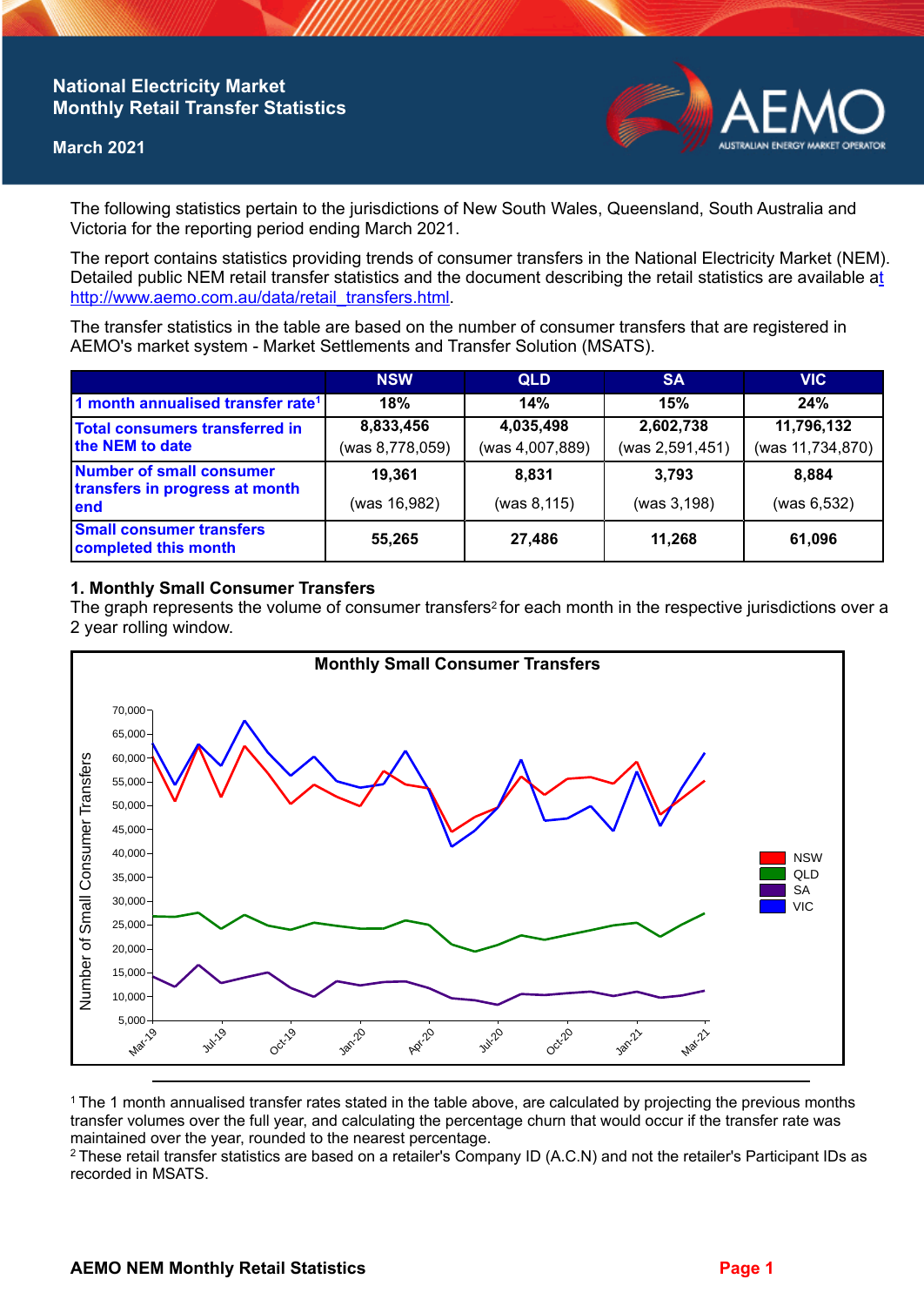# National Electricity Market Monthly Retail Transfer Statistics

**March 2021**

The following statistics pertain to the jurisdictions of New South Wales, Queensland, South Australia and Victoria for the reporting period ending March 2021.

The report contains statistics providing trends of consumer transfers in the National Electricity Market (NEM). Detailed public NEM retail transfer statistics and the document describing the retail statistics are available at http://www.aemo.com.au/data/retail_transfers.html.

The transfer statistics in the table are based on the number of consumer transfers that are registered in AEMO's market system - Market Settlements and Transfer Solution (MSATS).

| | NSW | QLD | SA | VIC |
|---|---|---|---|---|
| **1 month annualised transfer rate**[1] | **18%** | **14%** | **15%** | **24%** |
| **Total consumers transferred in the NEM to date** | **8,833,456** (was 8,778,059) | **4,035,498** (was 4,007,889) | **2,602,738** (was 2,591,451) | **11,796,132** (was 11,734,870) |
| **Number of small consumer transfers in progress at month end** | **19,361** (was 16,982) | **8,831** (was 8,115) | **3,793** (was 3,198) | **8,884** (was 6,532) |
| **Small consumer transfers completed this month** | **55,265** | **27,486** | **11,268** | **61,096** |

## 1. Monthly Small Consumer Transfers

The graph represents the volume of consumer transfers[2] for each month in the respective jurisdictions over a 2 year rolling window.

[1] The 1 month annualised transfer rates stated in the table above, are calculated by projecting the previous months transfer volumes over the full year, and calculating the percentage churn that would occur if the transfer rate was maintained over the year, rounded to the nearest percentage.

[2] These retail transfer statistics are based on a retailer's Company ID (A.C.N) and not the retailer's Participant IDs as recorded in MSATS.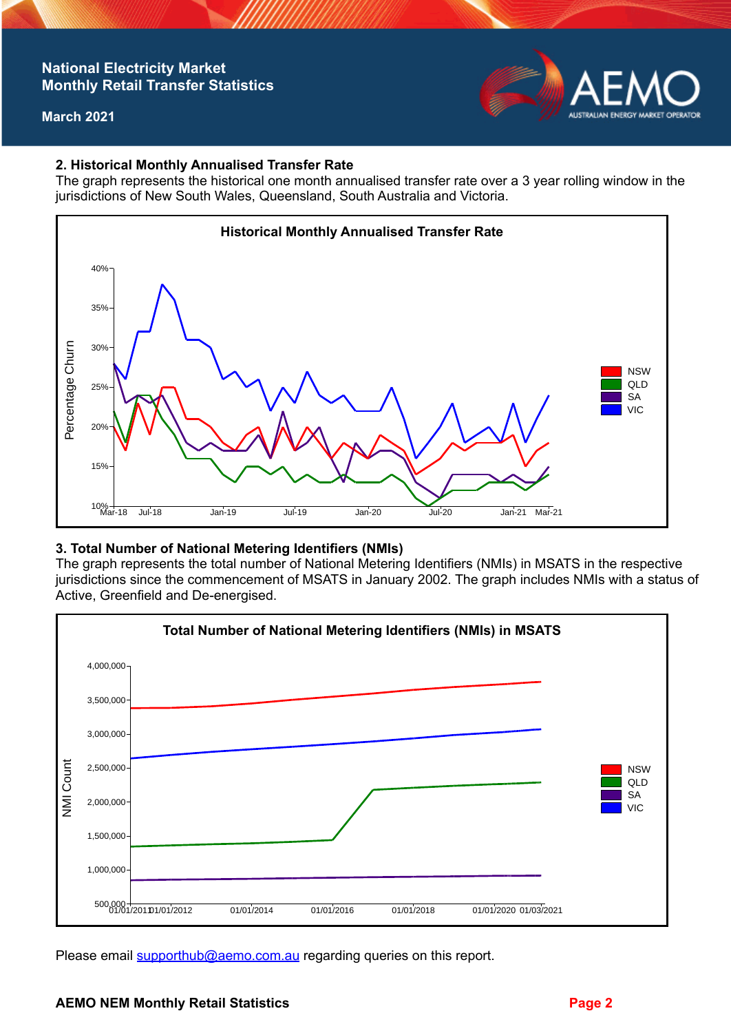## 2. Historical Monthly Annualised Transfer Rate

The graph represents the historical one month annualised transfer rate over a 3 year rolling window in the jurisdictions of New South Wales, Queensland, South Australia and Victoria.

**Historical Monthly Annualised Transfer Rate**

Percentage Churn

40%
35%
30%
25%
20%
15%
10%

Mar-18 Jul-18 Jan-19 Jul-19 Jan-20 Jul-20 Jan-21 Mar-21

NSW
QLD
SA
VIC

## 3. Total Number of National Metering Identifiers (NMIs)

The graph represents the total number of National Metering Identifiers (NMIs) in MSATS in the respective jurisdictions since the commencement of MSATS in January 2002. The graph includes NMIs with a status of Active, Greenfield and De-energised.

**Total Number of National Metering Identifiers (NMIs) in MSATS**

NMI Count

4,000,000
3,500,000
3,000,000
2,500,000
2,000,000
1,500,000
1,000,000
500,000

01/01/2011 01/01/2012 01/01/2014 01/01/2016 01/01/2018 01/01/2020 01/03/2021

NSW
QLD
SA
VIC

Please email supporthub@aemo.com.au regarding queries on this report.